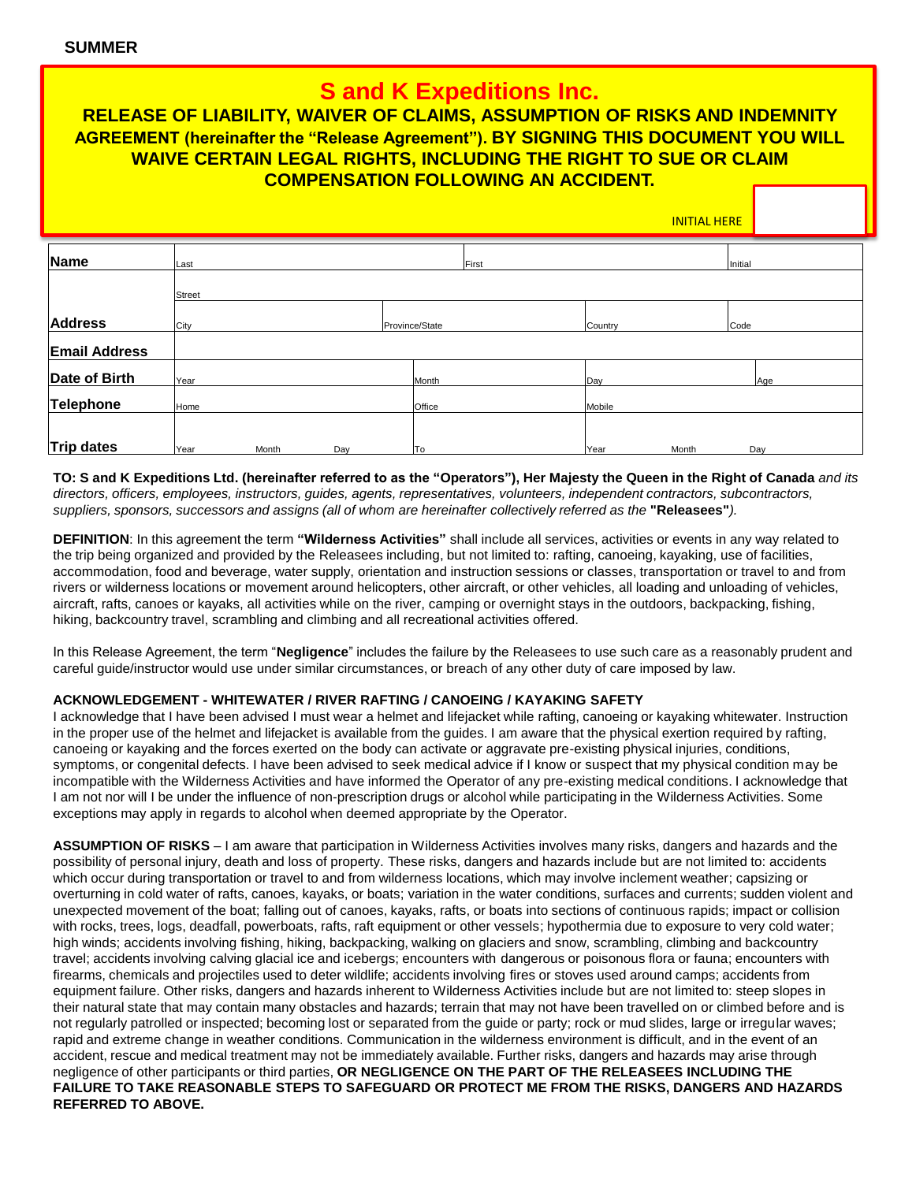**SUMMER**

# S and K Expeditions Inc.

## RELEASE OF LIABILITY, WAIVER OF CLAIMS, ASSUMPTION OF RISKS AND INDEMNITY AGREEMENT (hereinafter the "Release Agreement"). BY SIGNING THIS DOCUMENT YOU WILL WAIVE CERTAIN LEGAL RIGHTS, INCLUDING THE RIGHT TO SUE OR CLAIM COMPENSATION FOLLOWING AN ACCIDENT.

INITIAL HERE

| | | | | |
|---|---|---|---|---|
| **Name** | Last | First | | Initial |
| **Address** | Street | | | |
| | City | Province/State | Country | Code |
| **Email Address** | | | | |
| **Date of Birth** | Year | Month | Day | Age |
| **Telephone** | Home | Office | Mobile | |
| **Trip dates** | Year Month Day | To | Year Month Day | |

**TO: S and K Expeditions Ltd. (hereinafter referred to as the "Operators"), Her Majesty the Queen in the Right of Canada** *and its directors, officers, employees, instructors, guides, agents, representatives, volunteers, independent contractors, subcontractors, suppliers, sponsors, successors and assigns (all of whom are hereinafter collectively referred to as the* **"Releasees"***).*

**DEFINITION**: In this agreement the term **"Wilderness Activities"** shall include all services, activities or events in any way related to the trip being organized and provided by the Releasees including, but not limited to: rafting, canoeing, kayaking, use of facilities, accommodation, food and beverage, water supply, orientation and instruction sessions or classes, transportation or travel to and from rivers or wilderness locations or movement around helicopters, other aircraft, or other vehicles, all loading and unloading of vehicles, aircraft, rafts, canoes or kayaks, all activities while on the river, camping or overnight stays in the outdoors, backpacking, fishing, hiking, backcountry travel, scrambling and climbing and all recreational activities offered.

In this Release Agreement, the term "**Negligence**" includes the failure by the Releasees to use such care as a reasonably prudent and careful guide/instructor would use under similar circumstances, or breach of any other duty of care imposed by law.

**ACKNOWLEDGEMENT - WHITEWATER / RIVER RAFTING / CANOEING / KAYAKING SAFETY**

I acknowledge that I have been advised I must wear a helmet and lifejacket while rafting, canoeing or kayaking whitewater. Instruction in the proper use of the helmet and lifejacket is available from the guides. I am aware that the physical exertion required by rafting, canoeing or kayaking and the forces exerted on the body can activate or aggravate pre-existing physical injuries, conditions, symptoms, or congenital defects. I have been advised to seek medical advice if I know or suspect that my physical condition may be incompatible with the Wilderness Activities and have informed the Operator of any pre-existing medical conditions. I acknowledge that I am not nor will I be under the influence of non-prescription drugs or alcohol while participating in the Wilderness Activities. Some exceptions may apply in regards to alcohol when deemed appropriate by the Operator.

**ASSUMPTION OF RISKS** – I am aware that participation in Wilderness Activities involves many risks, dangers and hazards and the possibility of personal injury, death and loss of property. These risks, dangers and hazards include but are not limited to: accidents which occur during transportation or travel to and from wilderness locations, which may involve inclement weather; capsizing or overturning in cold water of rafts, canoes, kayaks, or boats; variation in the water conditions, surfaces and currents; sudden violent and unexpected movement of the boat; falling out of canoes, kayaks, rafts, or boats into sections of continuous rapids; impact or collision with rocks, trees, logs, deadfall, powerboats, rafts, raft equipment or other vessels; hypothermia due to exposure to very cold water; high winds; accidents involving fishing, hiking, backpacking, walking on glaciers and snow, scrambling, climbing and backcountry travel; accidents involving calving glacial ice and icebergs; encounters with dangerous or poisonous flora or fauna; encounters with firearms, chemicals and projectiles used to deter wildlife; accidents involving fires or stoves used around camps; accidents from equipment failure. Other risks, dangers and hazards inherent to Wilderness Activities include but are not limited to: steep slopes in their natural state that may contain many obstacles and hazards; terrain that may not have been travelled on or climbed before and is not regularly patrolled or inspected; becoming lost or separated from the guide or party; rock or mud slides, large or irregular waves; rapid and extreme change in weather conditions. Communication in the wilderness environment is difficult, and in the event of an accident, rescue and medical treatment may not be immediately available. Further risks, dangers and hazards may arise through negligence of other participants or third parties, **OR NEGLIGENCE ON THE PART OF THE RELEASEES INCLUDING THE FAILURE TO TAKE REASONABLE STEPS TO SAFEGUARD OR PROTECT ME FROM THE RISKS, DANGERS AND HAZARDS REFERRED TO ABOVE.**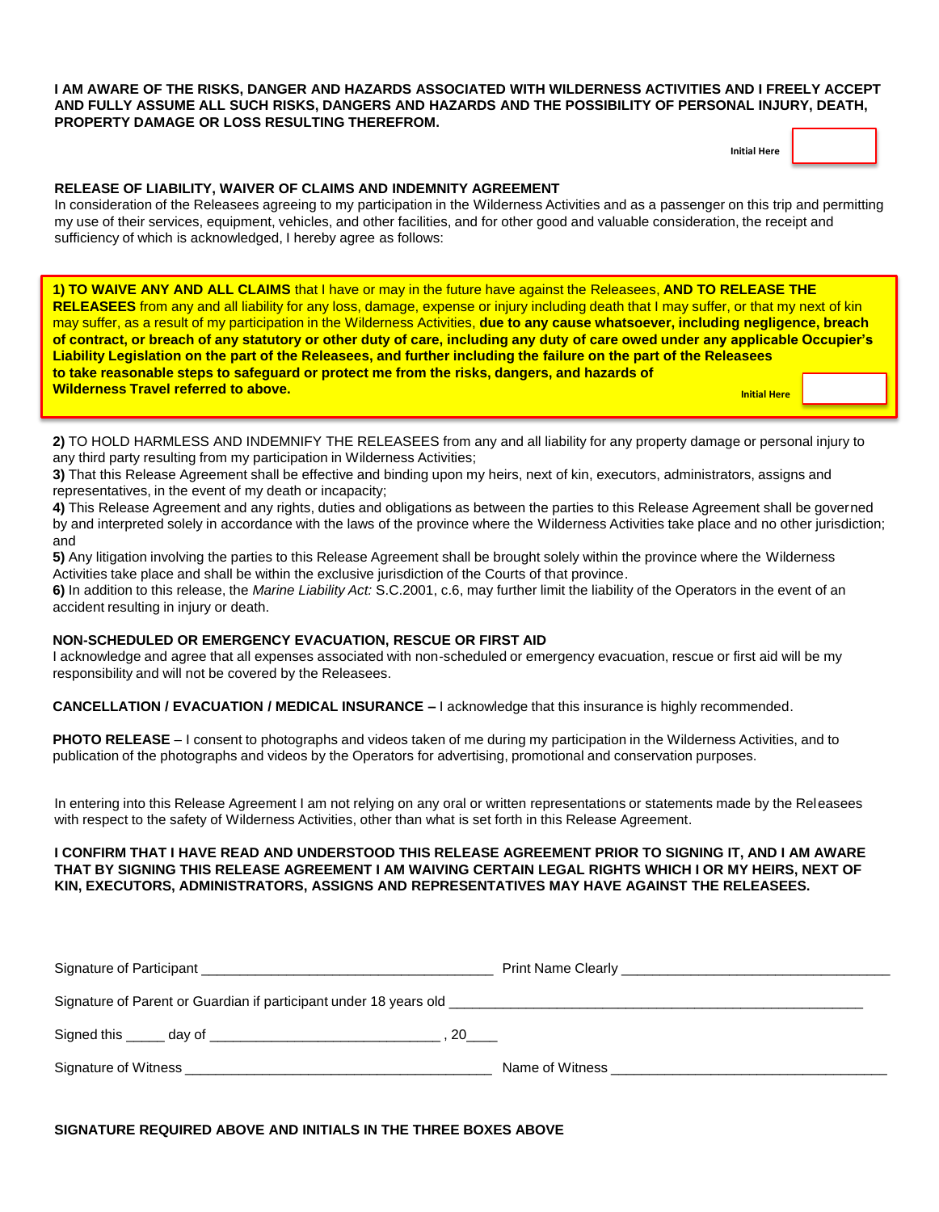**I AM AWARE OF THE RISKS, DANGER AND HAZARDS ASSOCIATED WITH WILDERNESS ACTIVITIES AND I FREELY ACCEPT AND FULLY ASSUME ALL SUCH RISKS, DANGERS AND HAZARDS AND THE POSSIBILITY OF PERSONAL INJURY, DEATH, PROPERTY DAMAGE OR LOSS RESULTING THEREFROM.**

Initial Here

**RELEASE OF LIABILITY, WAIVER OF CLAIMS AND INDEMNITY AGREEMENT**

In consideration of the Releasees agreeing to my participation in the Wilderness Activities and as a passenger on this trip and permitting my use of their services, equipment, vehicles, and other facilities, and for other good and valuable consideration, the receipt and sufficiency of which is acknowledged, I hereby agree as follows:

**1) TO WAIVE ANY AND ALL CLAIMS** that I have or may in the future have against the Releasees, **AND TO RELEASE THE RELEASEES** from any and all liability for any loss, damage, expense or injury including death that I may suffer, or that my next of kin may suffer, as a result of my participation in the Wilderness Activities, **due to any cause whatsoever, including negligence, breach of contract, or breach of any statutory or other duty of care, including any duty of care owed under any applicable Occupier's Liability Legislation on the part of the Releasees, and further including the failure on the part of the Releasees to take reasonable steps to safeguard or protect me from the risks, dangers, and hazards of Wilderness Travel referred to above.**

Initial Here

**2)** TO HOLD HARMLESS AND INDEMNIFY THE RELEASEES from any and all liability for any property damage or personal injury to any third party resulting from my participation in Wilderness Activities;

**3)** That this Release Agreement shall be effective and binding upon my heirs, next of kin, executors, administrators, assigns and representatives, in the event of my death or incapacity;

**4)** This Release Agreement and any rights, duties and obligations as between the parties to this Release Agreement shall be governed by and interpreted solely in accordance with the laws of the province where the Wilderness Activities take place and no other jurisdiction; and

**5)** Any litigation involving the parties to this Release Agreement shall be brought solely within the province where the Wilderness Activities take place and shall be within the exclusive jurisdiction of the Courts of that province.

**6)** In addition to this release, the *Marine Liability Act:* S.C.2001, c.6, may further limit the liability of the Operators in the event of an accident resulting in injury or death.

**NON-SCHEDULED OR EMERGENCY EVACUATION, RESCUE OR FIRST AID**

I acknowledge and agree that all expenses associated with non-scheduled or emergency evacuation, rescue or first aid will be my responsibility and will not be covered by the Releasees.

**CANCELLATION / EVACUATION / MEDICAL INSURANCE –** I acknowledge that this insurance is highly recommended.

**PHOTO RELEASE** – I consent to photographs and videos taken of me during my participation in the Wilderness Activities, and to publication of the photographs and videos by the Operators for advertising, promotional and conservation purposes.

In entering into this Release Agreement I am not relying on any oral or written representations or statements made by the Releasees with respect to the safety of Wilderness Activities, other than what is set forth in this Release Agreement.

**I CONFIRM THAT I HAVE READ AND UNDERSTOOD THIS RELEASE AGREEMENT PRIOR TO SIGNING IT, AND I AM AWARE THAT BY SIGNING THIS RELEASE AGREEMENT I AM WAIVING CERTAIN LEGAL RIGHTS WHICH I OR MY HEIRS, NEXT OF KIN, EXECUTORS, ADMINISTRATORS, ASSIGNS AND REPRESENTATIVES MAY HAVE AGAINST THE RELEASEES.**

Signature of Participant ____________________________________ Print Name Clearly __________________________________

Signature of Parent or Guardian if participant under 18 years old ____________________________________________________

Signed this _____ day of _____________________________ , 20____

Signature of Witness ______________________________________ Name of Witness ___________________________________

**SIGNATURE REQUIRED ABOVE AND INITIALS IN THE THREE BOXES ABOVE**